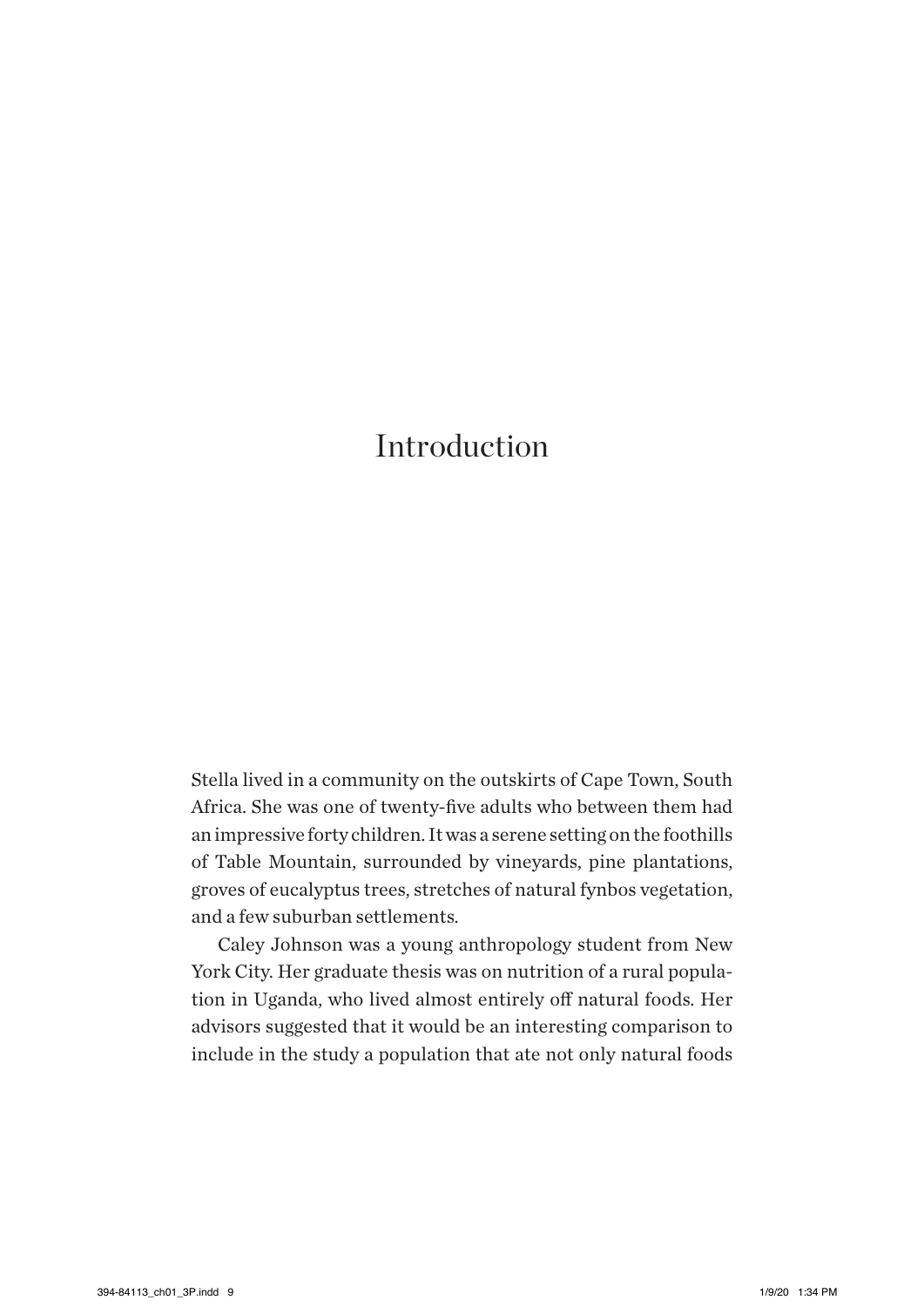# Introduction

Stella lived in a community on the outskirts of Cape Town, South Africa. She was one of twenty-five adults who between them had an impressive forty children. It was a serene setting on the foothills of Table Mountain, surrounded by vineyards, pine plantations, groves of eucalyptus trees, stretches of natural fynbos vegetation, and a few suburban settlements.

Caley Johnson was a young anthropology student from New York City. Her graduate thesis was on nutrition of a rural population in Uganda, who lived almost entirely off natural foods. Her advisors suggested that it would be an interesting comparison to include in the study a population that ate not only natural foods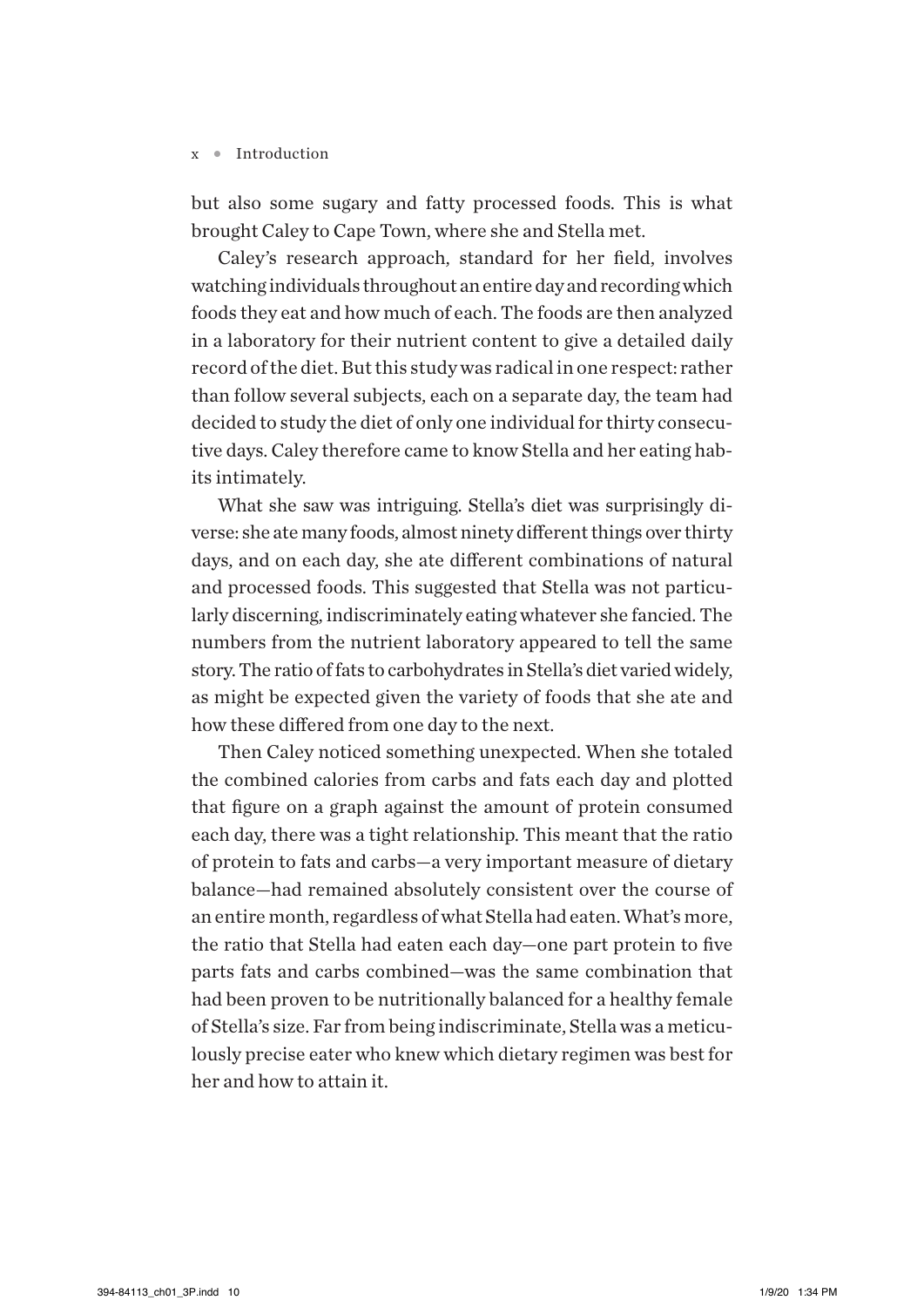but also some sugary and fatty processed foods. This is what brought Caley to Cape Town, where she and Stella met.

Caley's research approach, standard for her field, involves watching individuals throughout an entire day and recording which foods they eat and how much of each. The foods are then analyzed in a laboratory for their nutrient content to give a detailed daily record of the diet. But this study was radical in one respect: rather than follow several subjects, each on a separate day, the team had decided to study the diet of only one individual for thirty consecutive days. Caley therefore came to know Stella and her eating habits intimately.

What she saw was intriguing. Stella's diet was surprisingly diverse: she ate many foods, almost ninety different things over thirty days, and on each day, she ate different combinations of natural and processed foods. This suggested that Stella was not particularly discerning, indiscriminately eating whatever she fancied. The numbers from the nutrient laboratory appeared to tell the same story. The ratio of fats to carbohydrates in Stella's diet varied widely, as might be expected given the variety of foods that she ate and how these differed from one day to the next.

Then Caley noticed something unexpected. When she totaled the combined calories from carbs and fats each day and plotted that figure on a graph against the amount of protein consumed each day, there was a tight relationship. This meant that the ratio of protein to fats and carbs—a very important measure of dietary balance—had remained absolutely consistent over the course of an entire month, regardless of what Stella had eaten. What's more, the ratio that Stella had eaten each day—one part protein to five parts fats and carbs combined—was the same combination that had been proven to be nutritionally balanced for a healthy female of Stella's size. Far from being indiscriminate, Stella was a meticulously precise eater who knew which dietary regimen was best for her and how to attain it.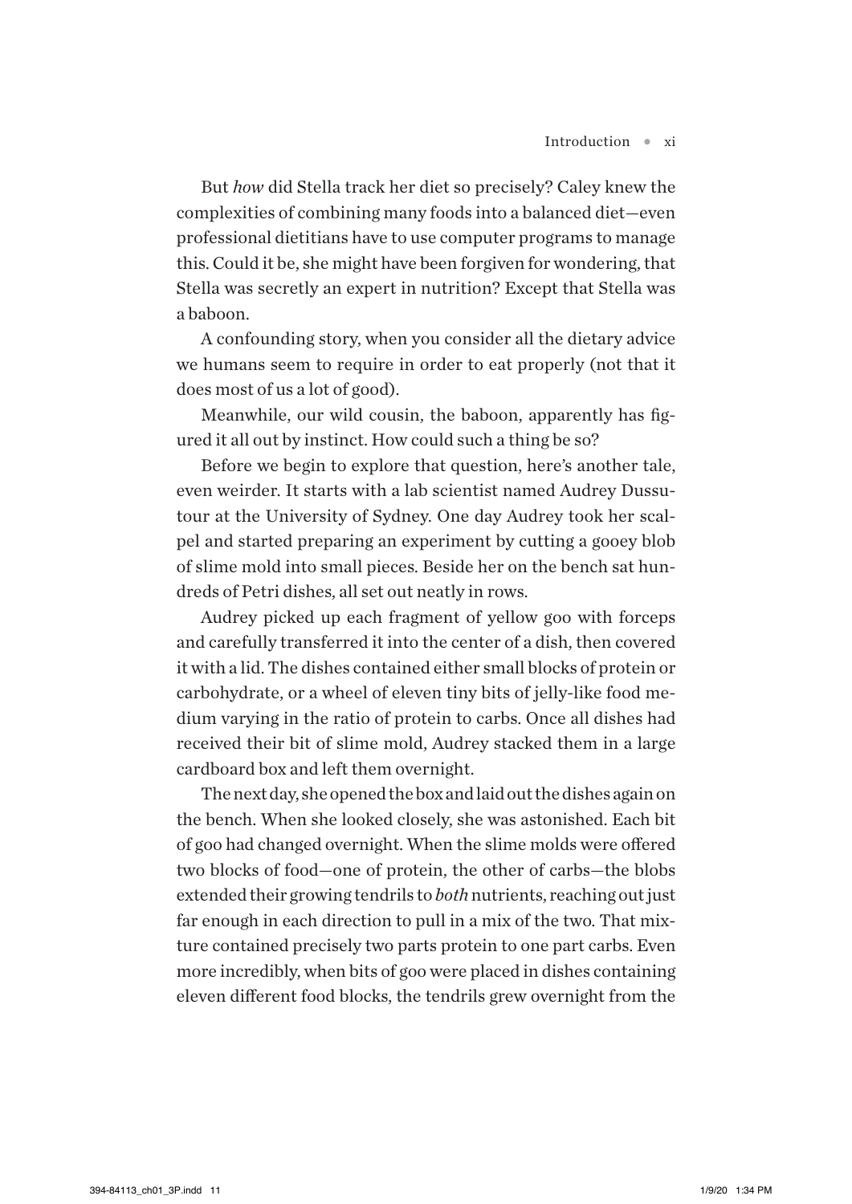But *how* did Stella track her diet so precisely? Caley knew the complexities of combining many foods into a balanced diet—even professional dietitians have to use computer programs to manage this. Could it be, she might have been forgiven for wondering, that Stella was secretly an expert in nutrition? Except that Stella was a baboon.

A confounding story, when you consider all the dietary advice we humans seem to require in order to eat properly (not that it does most of us a lot of good).

Meanwhile, our wild cousin, the baboon, apparently has figured it all out by instinct. How could such a thing be so?

Before we begin to explore that question, here's another tale, even weirder. It starts with a lab scientist named Audrey Dussutour at the University of Sydney. One day Audrey took her scalpel and started preparing an experiment by cutting a gooey blob of slime mold into small pieces. Beside her on the bench sat hundreds of Petri dishes, all set out neatly in rows.

Audrey picked up each fragment of yellow goo with forceps and carefully transferred it into the center of a dish, then covered it with a lid. The dishes contained either small blocks of protein or carbohydrate, or a wheel of eleven tiny bits of jelly-like food medium varying in the ratio of protein to carbs. Once all dishes had received their bit of slime mold, Audrey stacked them in a large cardboard box and left them overnight.

The next day, she opened the box and laid out the dishes again on the bench. When she looked closely, she was astonished. Each bit of goo had changed overnight. When the slime molds were offered two blocks of food—one of protein, the other of carbs—the blobs extended their growing tendrils to *both* nutrients, reaching out just far enough in each direction to pull in a mix of the two. That mixture contained precisely two parts protein to one part carbs. Even more incredibly, when bits of goo were placed in dishes containing eleven different food blocks, the tendrils grew overnight from the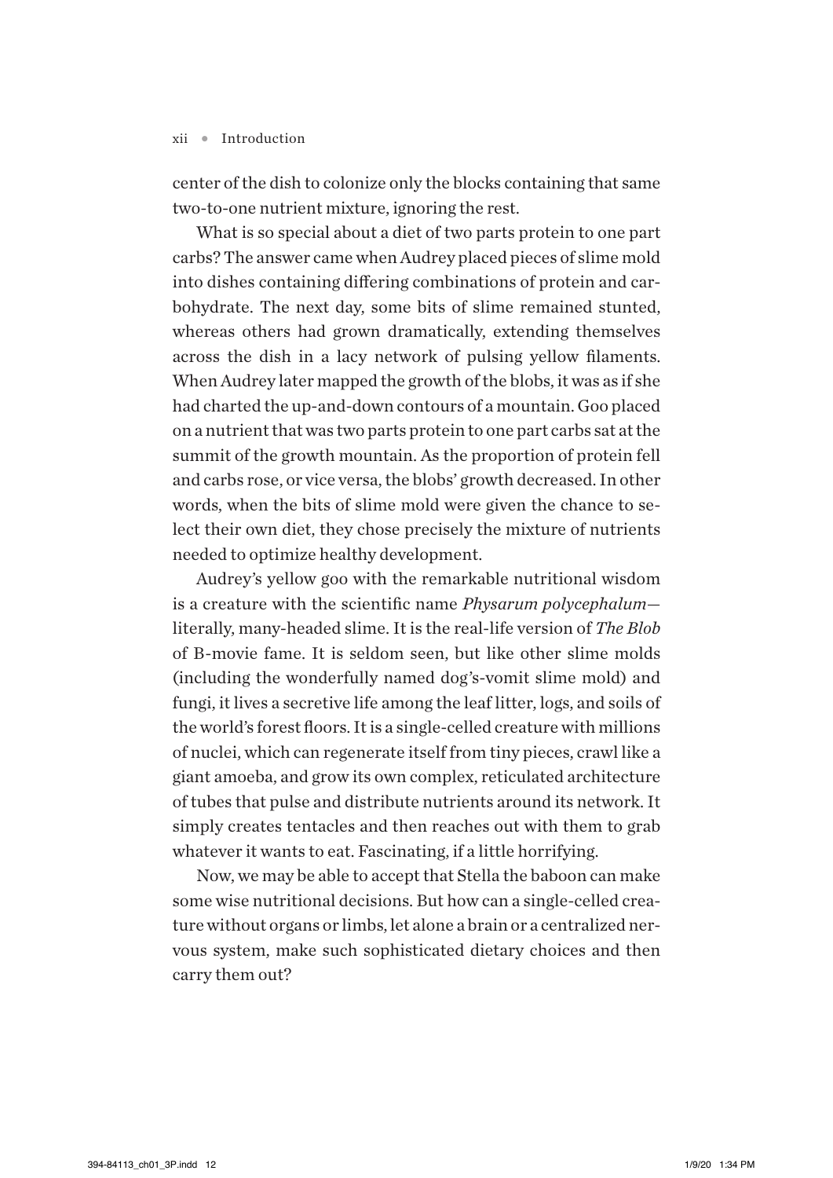center of the dish to colonize only the blocks containing that same two-to-one nutrient mixture, ignoring the rest.

What is so special about a diet of two parts protein to one part carbs? The answer came when Audrey placed pieces of slime mold into dishes containing differing combinations of protein and carbohydrate. The next day, some bits of slime remained stunted, whereas others had grown dramatically, extending themselves across the dish in a lacy network of pulsing yellow filaments. When Audrey later mapped the growth of the blobs, it was as if she had charted the up-and-down contours of a mountain. Goo placed on a nutrient that was two parts protein to one part carbs sat at the summit of the growth mountain. As the proportion of protein fell and carbs rose, or vice versa, the blobs' growth decreased. In other words, when the bits of slime mold were given the chance to select their own diet, they chose precisely the mixture of nutrients needed to optimize healthy development.

Audrey's yellow goo with the remarkable nutritional wisdom is a creature with the scientific name *Physarum polycephalum*—literally, many-headed slime. It is the real-life version of *The Blob* of B-movie fame. It is seldom seen, but like other slime molds (including the wonderfully named dog's-vomit slime mold) and fungi, it lives a secretive life among the leaf litter, logs, and soils of the world's forest floors. It is a single-celled creature with millions of nuclei, which can regenerate itself from tiny pieces, crawl like a giant amoeba, and grow its own complex, reticulated architecture of tubes that pulse and distribute nutrients around its network. It simply creates tentacles and then reaches out with them to grab whatever it wants to eat. Fascinating, if a little horrifying.

Now, we may be able to accept that Stella the baboon can make some wise nutritional decisions. But how can a single-celled creature without organs or limbs, let alone a brain or a centralized nervous system, make such sophisticated dietary choices and then carry them out?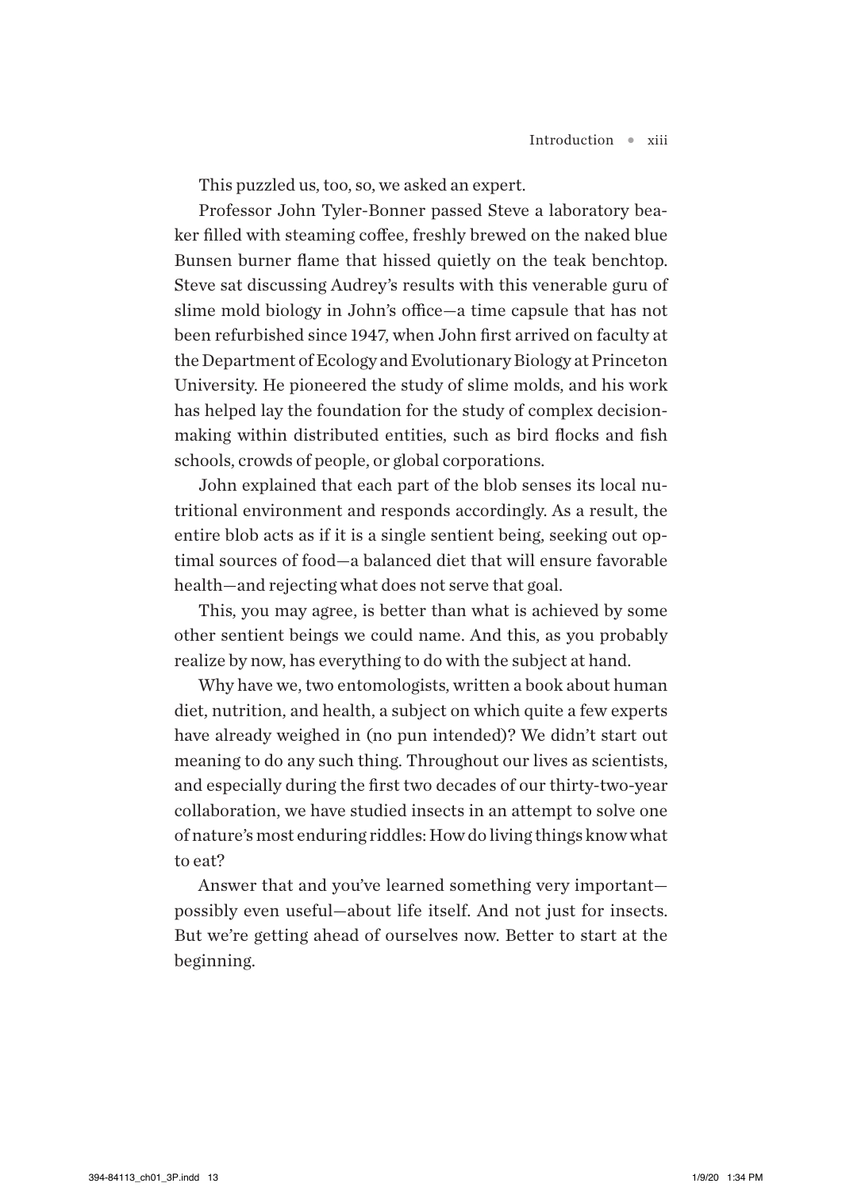This puzzled us, too, so, we asked an expert.

Professor John Tyler-Bonner passed Steve a laboratory beaker filled with steaming coffee, freshly brewed on the naked blue Bunsen burner flame that hissed quietly on the teak benchtop. Steve sat discussing Audrey's results with this venerable guru of slime mold biology in John's office—a time capsule that has not been refurbished since 1947, when John first arrived on faculty at the Department of Ecology and Evolutionary Biology at Princeton University. He pioneered the study of slime molds, and his work has helped lay the foundation for the study of complex decision-making within distributed entities, such as bird flocks and fish schools, crowds of people, or global corporations.

John explained that each part of the blob senses its local nutritional environment and responds accordingly. As a result, the entire blob acts as if it is a single sentient being, seeking out optimal sources of food—a balanced diet that will ensure favorable health—and rejecting what does not serve that goal.

This, you may agree, is better than what is achieved by some other sentient beings we could name. And this, as you probably realize by now, has everything to do with the subject at hand.

Why have we, two entomologists, written a book about human diet, nutrition, and health, a subject on which quite a few experts have already weighed in (no pun intended)? We didn't start out meaning to do any such thing. Throughout our lives as scientists, and especially during the first two decades of our thirty-two-year collaboration, we have studied insects in an attempt to solve one of nature's most enduring riddles: How do living things know what to eat?

Answer that and you've learned something very important—possibly even useful—about life itself. And not just for insects. But we're getting ahead of ourselves now. Better to start at the beginning.